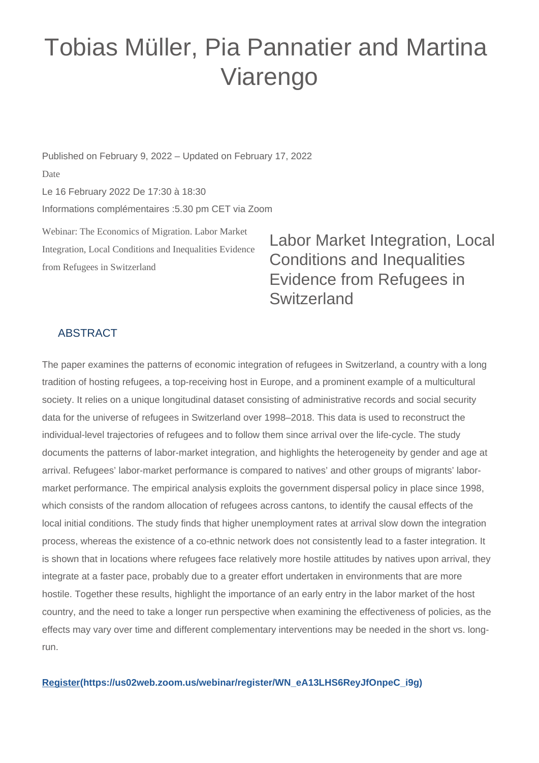# Tobias Müller, Pia Pannatier and Martina Viarengo

Published on February 9, 2022 – Updated on February 17, 2022

Date

Le 16 February 2022 De 17:30 à 18:30

Informations complémentaires :5.30 pm CET via Zoom

Webinar: The Economics of Migration. Labor Market Integration, Local Conditions and Inequalities Evidence from Refugees in Switzerland

## Labor Market Integration, Local Conditions and Inequalities Evidence from Refugees in Switzerland

### ABSTRACT

The paper examines the patterns of economic integration of refugees in Switzerland, a country with a long tradition of hosting refugees, a top-receiving host in Europe, and a prominent example of a multicultural society. It relies on a unique longitudinal dataset consisting of administrative records and social security data for the universe of refugees in Switzerland over 1998–2018. This data is used to reconstruct the individual-level trajectories of refugees and to follow them since arrival over the life-cycle. The study documents the patterns of labor-market integration, and highlights the heterogeneity by gender and age at arrival. Refugees' labor-market performance is compared to natives' and other groups of migrants' labor-market performance. The empirical analysis exploits the government dispersal policy in place since 1998, which consists of the random allocation of refugees across cantons, to identify the causal effects of the local initial conditions. The study finds that higher unemployment rates at arrival slow down the integration process, whereas the existence of a co-ethnic network does not consistently lead to a faster integration. It is shown that in locations where refugees face relatively more hostile attitudes by natives upon arrival, they integrate at a faster pace, probably due to a greater effort undertaken in environments that are more hostile. Together these results, highlight the importance of an early entry in the labor market of the host country, and the need to take a longer run perspective when examining the effectiveness of policies, as the effects may vary over time and different complementary interventions may be needed in the short vs. long-run.

**Register(https://us02web.zoom.us/webinar/register/WN_eA13LHS6ReyJfOnpeC_i9g)**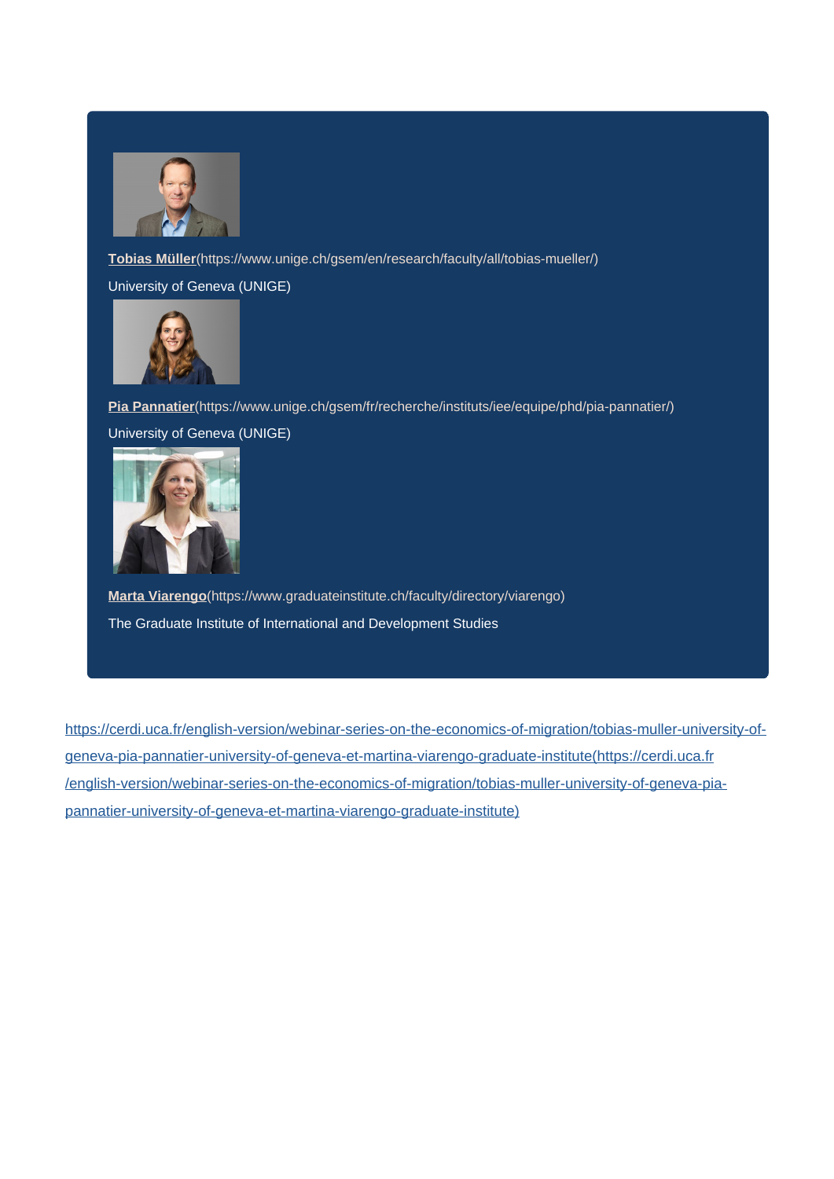**Tobias Müller**(https://www.unige.ch/gsem/en/research/faculty/all/tobias-mueller/)

University of Geneva (UNIGE)

**Pia Pannatier**(https://www.unige.ch/gsem/fr/recherche/instituts/iee/equipe/phd/pia-pannatier/)

University of Geneva (UNIGE)

**Marta Viarengo**(https://www.graduateinstitute.ch/faculty/directory/viarengo)

The Graduate Institute of International and Development Studies

https://cerdi.uca.fr/english-version/webinar-series-on-the-economics-of-migration/tobias-muller-university-of-geneva-pia-pannatier-university-of-geneva-et-martina-viarengo-graduate-institute(https://cerdi.uca.fr/english-version/webinar-series-on-the-economics-of-migration/tobias-muller-university-of-geneva-pia-pannatier-university-of-geneva-et-martina-viarengo-graduate-institute)